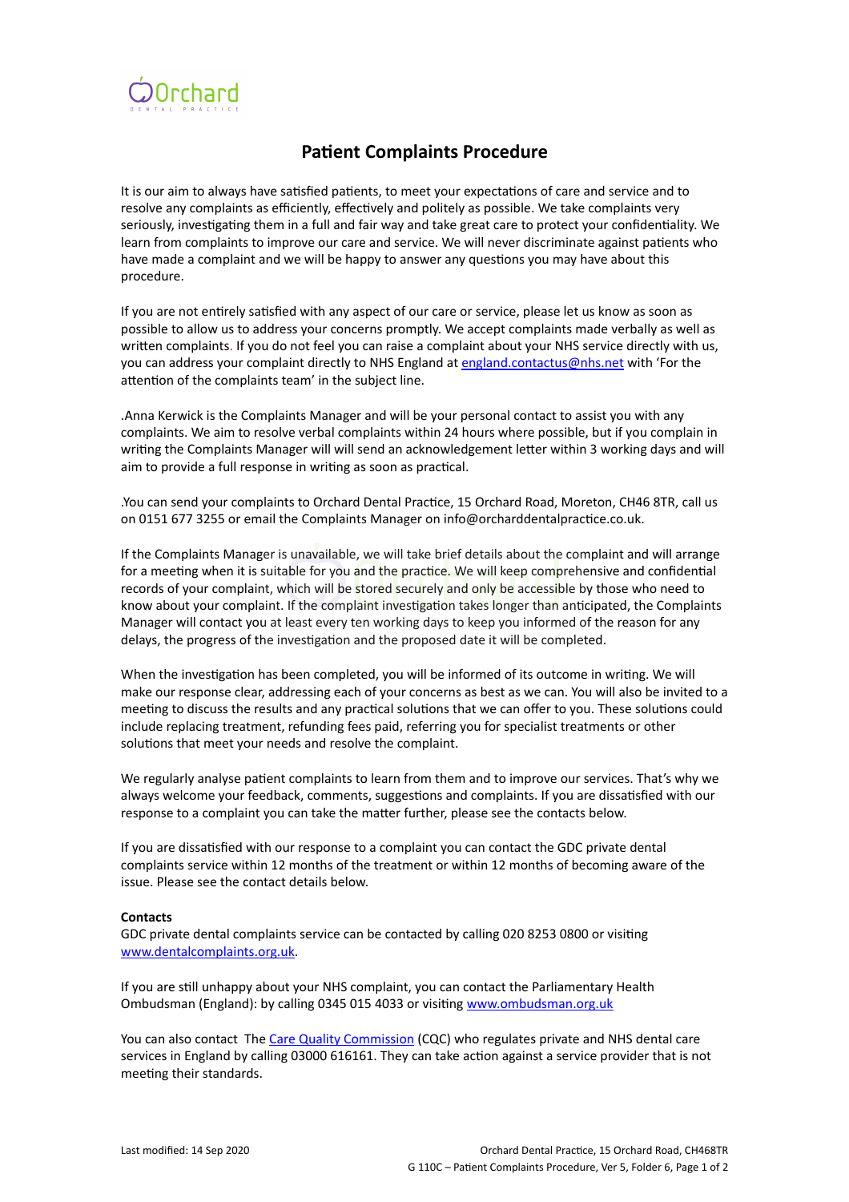Orchard

DENTAL PRACTICE

# Patient Complaints Procedure

It is our aim to always have satisfied patients, to meet your expectations of care and service and to resolve any complaints as efficiently, effectively and politely as possible. We take complaints very seriously, investigating them in a full and fair way and take great care to protect your confidentiality. We learn from complaints to improve our care and service. We will never discriminate against patients who have made a complaint and we will be happy to answer any questions you may have about this procedure.

If you are not entirely satisfied with any aspect of our care or service, please let us know as soon as possible to allow us to address your concerns promptly. We accept complaints made verbally as well as written complaints. If you do not feel you can raise a complaint about your NHS service directly with us, you can address your complaint directly to NHS England at [england.contactus@nhs.net](mailto:england.contactus@nhs.net) with 'For the attention of the complaints team' in the subject line.

.Anna Kerwick is the Complaints Manager and will be your personal contact to assist you with any complaints. We aim to resolve verbal complaints within 24 hours where possible, but if you complain in writing the Complaints Manager will will send an acknowledgement letter within 3 working days and will aim to provide a full response in writing as soon as practical.

.You can send your complaints to Orchard Dental Practice, 15 Orchard Road, Moreton, CH46 8TR, call us on 0151 677 3255 or email the Complaints Manager on info@orcharddentalpractice.co.uk.

If the Complaints Manager is unavailable, we will take brief details about the complaint and will arrange for a meeting when it is suitable for you and the practice. We will keep comprehensive and confidential records of your complaint, which will be stored securely and only be accessible by those who need to know about your complaint. If the complaint investigation takes longer than anticipated, the Complaints Manager will contact you at least every ten working days to keep you informed of the reason for any delays, the progress of the investigation and the proposed date it will be completed.

When the investigation has been completed, you will be informed of its outcome in writing. We will make our response clear, addressing each of your concerns as best as we can. You will also be invited to a meeting to discuss the results and any practical solutions that we can offer to you. These solutions could include replacing treatment, refunding fees paid, referring you for specialist treatments or other solutions that meet your needs and resolve the complaint.

We regularly analyse patient complaints to learn from them and to improve our services. That's why we always welcome your feedback, comments, suggestions and complaints. If you are dissatisfied with our response to a complaint you can take the matter further, please see the contacts below.

If you are dissatisfied with our response to a complaint you can contact the GDC private dental complaints service within 12 months of the treatment or within 12 months of becoming aware of the issue. Please see the contact details below.

**Contacts**

GDC private dental complaints service can be contacted by calling 020 8253 0800 or visiting [www.dentalcomplaints.org.uk](http://www.dentalcomplaints.org.uk).

If you are still unhappy about your NHS complaint, you can contact the Parliamentary Health Ombudsman (England): by calling 0345 015 4033 or visiting [www.ombudsman.org.uk](http://www.ombudsman.org.uk)

You can also contact The Care Quality Commission (CQC) who regulates private and NHS dental care services in England by calling 03000 616161. They can take action against a service provider that is not meeting their standards.

Last modified: 14 Sep 2020

Orchard Dental Practice, 15 Orchard Road, CH468TR

G 110C – Patient Complaints Procedure, Ver 5, Folder 6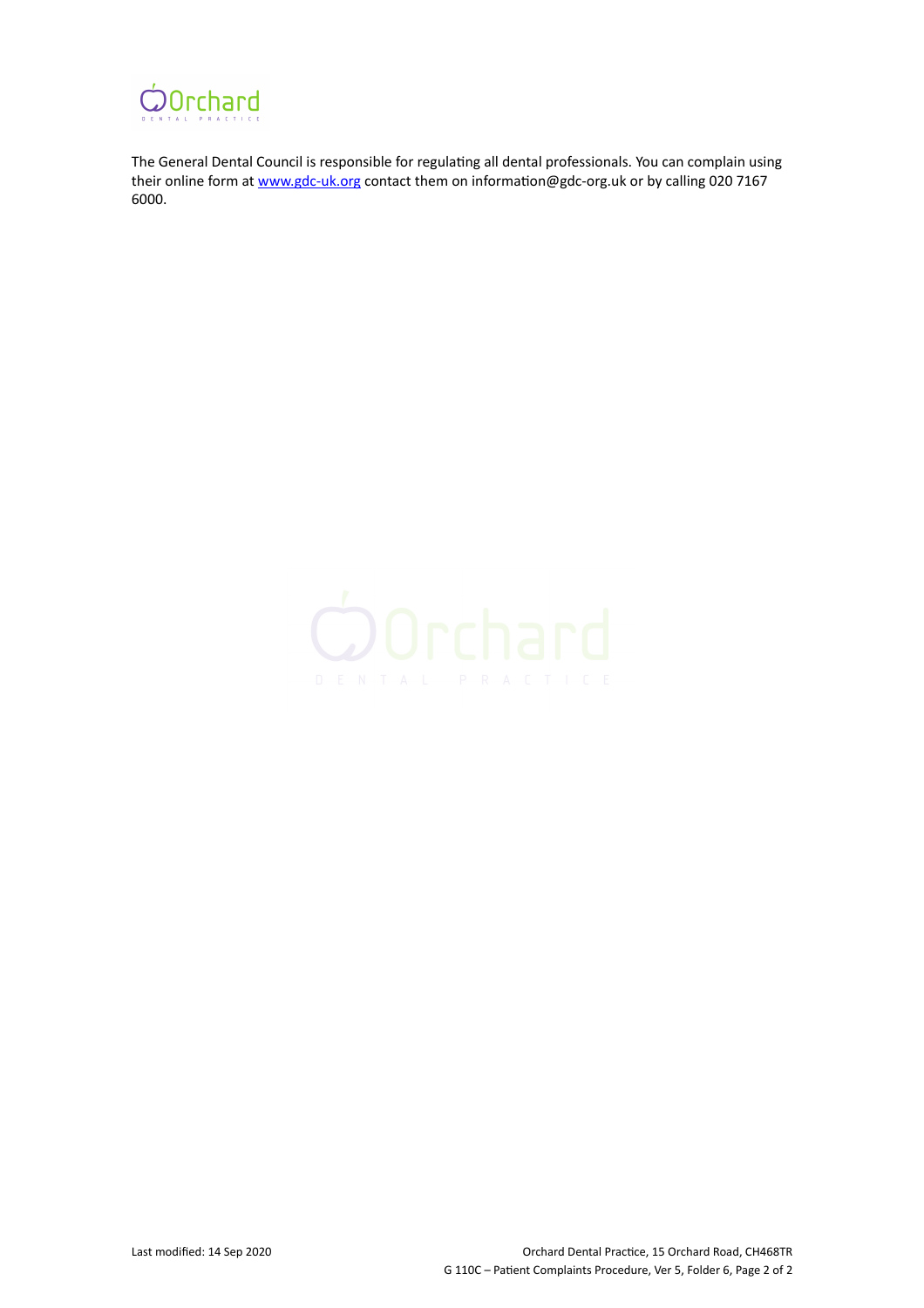The General Dental Council is responsible for regulating all dental professionals. You can complain using their online form at [www.gdc-uk.org](http://www.gdc-uk.org) contact them on information@gdc-org.uk or by calling 020 7167 6000.